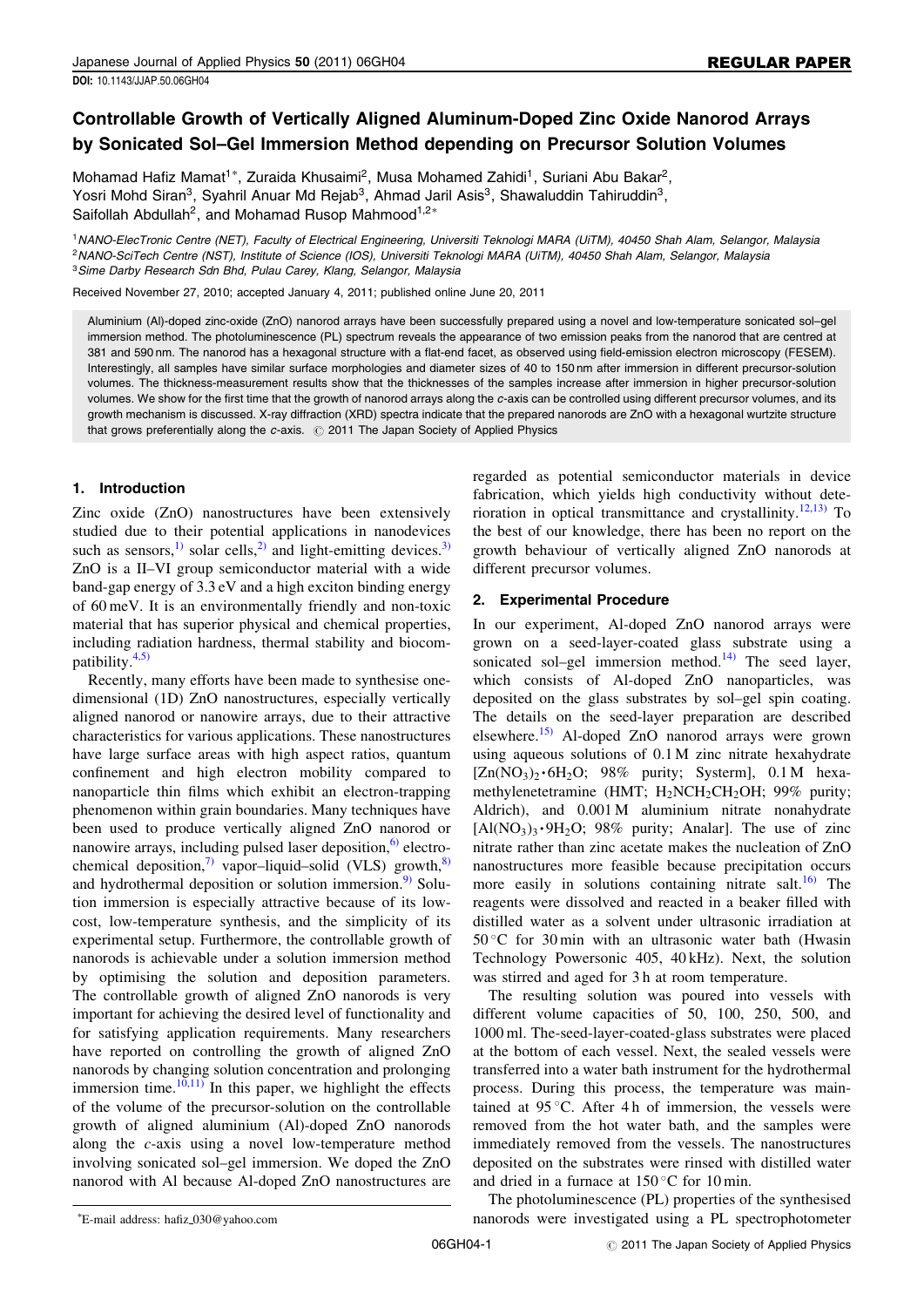**REGULAR PAPER**

DOI: 10.1143/JJAP.50.06GH04

# Controllable Growth of Vertically Aligned Aluminum-Doped Zinc Oxide Nanorod Arrays by Sonicated Sol–Gel Immersion Method depending on Precursor Solution Volumes

Mohamad Hafiz Mamat[1]*, Zuraida Khusaimi[2], Musa Mohamed Zahidi[1], Suriani Abu Bakar[2], Yosri Mohd Siran[3], Syahril Anuar Md Rejab[3], Ahmad Jaril Asis[3], Shawaluddin Tahiruddin[3], Saifollah Abdullah[2], and Mohamad Rusop Mahmood[1,2]*

[1]NANO-ElecTronic Centre (NET), Faculty of Electrical Engineering, Universiti Teknologi MARA (UiTM), 40450 Shah Alam, Selangor, Malaysia
[2]NANO-SciTech Centre (NST), Institute of Science (IOS), Universiti Teknologi MARA (UiTM), 40450 Shah Alam, Selangor, Malaysia
[3]Sime Darby Research Sdn Bhd, Pulau Carey, Klang, Selangor, Malaysia

Received November 27, 2010; accepted January 4, 2011; published online June 20, 2011

Aluminium (Al)-doped zinc-oxide (ZnO) nanorod arrays have been successfully prepared using a novel and low-temperature sonicated sol–gel immersion method. The photoluminescence (PL) spectrum reveals the appearance of two emission peaks from the nanorod that are centred at 381 and 590 nm. The nanorod has a hexagonal structure with a flat-end facet, as observed using field-emission electron microscopy (FESEM). Interestingly, all samples have similar surface morphologies and diameter sizes of 40 to 150 nm after immersion in different precursor-solution volumes. The thickness-measurement results show that the thicknesses of the samples increase after immersion in higher precursor-solution volumes. We show for the first time that the growth of nanorod arrays along the *c*-axis can be controlled using different precursor volumes, and its growth mechanism is discussed. X-ray diffraction (XRD) spectra indicate that the prepared nanorods are ZnO with a hexagonal wurtzite structure that grows preferentially along the *c*-axis. © 2011 The Japan Society of Applied Physics

## 1. Introduction

Zinc oxide (ZnO) nanostructures have been extensively studied due to their potential applications in nanodevices such as sensors,[1] solar cells,[2] and light-emitting devices.[3] ZnO is a II–VI group semiconductor material with a wide band-gap energy of 3.3 eV and a high exciton binding energy of 60 meV. It is an environmentally friendly and non-toxic material that has superior physical and chemical properties, including radiation hardness, thermal stability and biocompatibility.[4,5]

Recently, many efforts have been made to synthesise one-dimensional (1D) ZnO nanostructures, especially vertically aligned nanorod or nanowire arrays, due to their attractive characteristics for various applications. These nanostructures have large surface areas with high aspect ratios, quantum confinement and high electron mobility compared to nanoparticle thin films which exhibit an electron-trapping phenomenon within grain boundaries. Many techniques have been used to produce vertically aligned ZnO nanorod or nanowire arrays, including pulsed laser deposition,[6] electrochemical deposition,[7] vapor–liquid–solid (VLS) growth,[8] and hydrothermal deposition or solution immersion.[9] Solution immersion is especially attractive because of its low-cost, low-temperature synthesis, and the simplicity of its experimental setup. Furthermore, the controllable growth of nanorods is achievable under a solution immersion method by optimising the solution and deposition parameters. The controllable growth of aligned ZnO nanorods is very important for achieving the desired level of functionality and for satisfying application requirements. Many researchers have reported on controlling the growth of aligned ZnO nanorods by changing solution concentration and prolonging immersion time.[10,11] In this paper, we highlight the effects of the volume of the precursor-solution on the controllable growth of aligned aluminium (Al)-doped ZnO nanorods along the *c*-axis using a novel low-temperature method involving sonicated sol–gel immersion. We doped the ZnO nanorod with Al because Al-doped ZnO nanostructures are regarded as potential semiconductor materials in device fabrication, which yields high conductivity without deterioration in optical transmittance and crystallinity.[12,13] To the best of our knowledge, there has been no report on the growth behaviour of vertically aligned ZnO nanorods at different precursor volumes.

## 2. Experimental Procedure

In our experiment, Al-doped ZnO nanorod arrays were grown on a seed-layer-coated glass substrate using a sonicated sol–gel immersion method.[14] The seed layer, which consists of Al-doped ZnO nanoparticles, was deposited on the glass substrates by sol–gel spin coating. The details on the seed-layer preparation are described elsewhere.[15] Al-doped ZnO nanorod arrays were grown using aqueous solutions of 0.1 M zinc nitrate hexahydrate [$Zn(NO_3)_2 \cdot 6H_2O$; 98% purity; Systerm], 0.1 M hexamethylenetetramine (HMT; $H_2NCH_2CH_2OH$; 99% purity; Aldrich), and 0.001 M aluminium nitrate nonahydrate [$Al(NO_3)_3 \cdot 9H_2O$; 98% purity; Analar]. The use of zinc nitrate rather than zinc acetate makes the nucleation of ZnO nanostructures more feasible because precipitation occurs more easily in solutions containing nitrate salt.[16] The reagents were dissolved and reacted in a beaker filled with distilled water as a solvent under ultrasonic irradiation at 50 °C for 30 min with an ultrasonic water bath (Hwasin Technology Powersonic 405, 40 kHz). Next, the solution was stirred and aged for 3 h at room temperature.

The resulting solution was poured into vessels with different volume capacities of 50, 100, 250, 500, and 1000 ml. The seed-layer-coated-glass substrates were placed at the bottom of each vessel. Next, the sealed vessels were transferred into a water bath instrument for the hydrothermal process. During this process, the temperature was maintained at 95 °C. After 4 h of immersion, the vessels were removed from the hot water bath, and the samples were immediately removed from the vessels. The nanostructures deposited on the substrates were rinsed with distilled water and dried in a furnace at 150 °C for 10 min.

The photoluminescence (PL) properties of the synthesised nanorods were investigated using a PL spectrophotometer

*E-mail address: hafiz_030@yahoo.com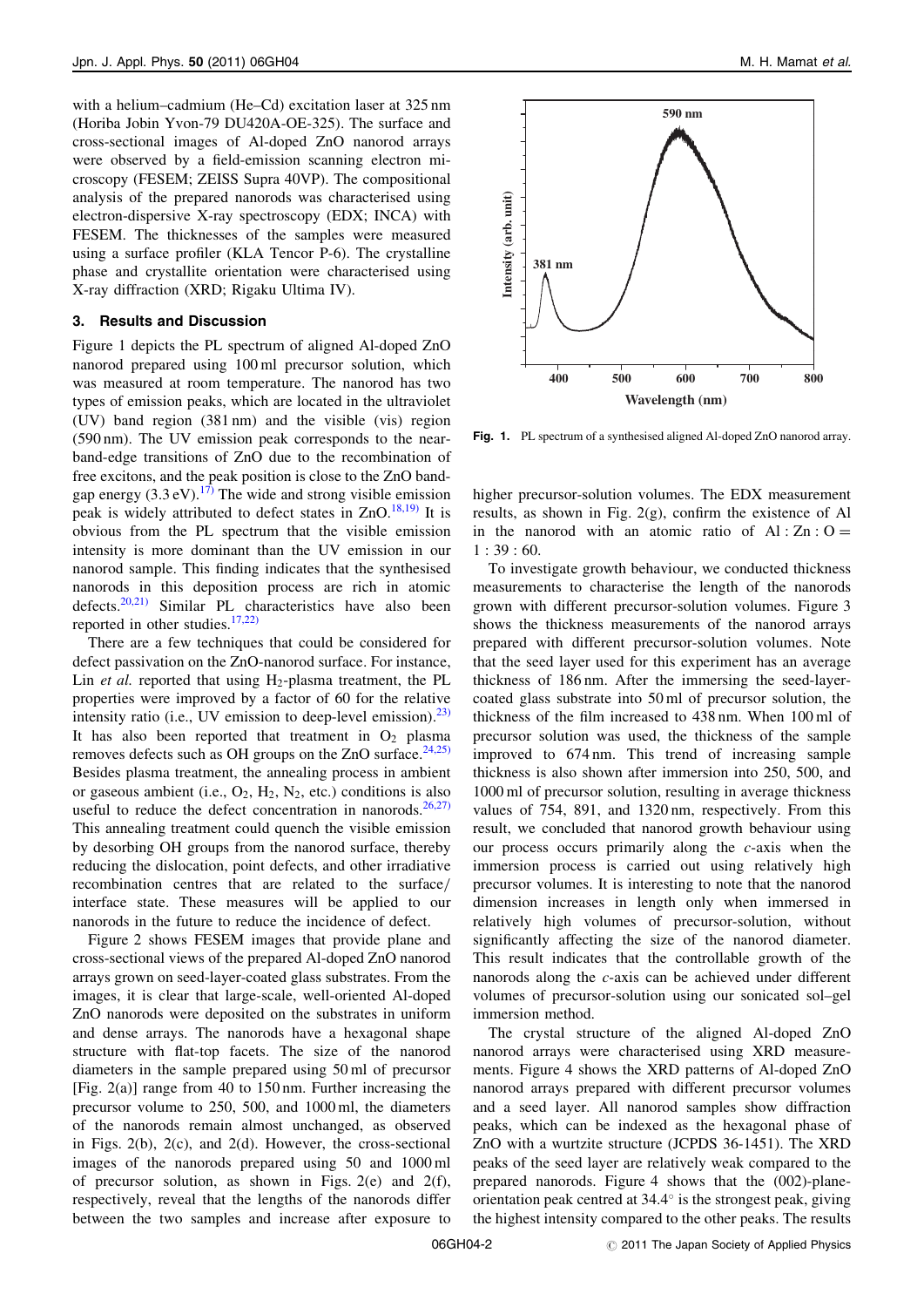with a helium–cadmium (He–Cd) excitation laser at 325 nm (Horiba Jobin Yvon-79 DU420A-OE-325). The surface and cross-sectional images of Al-doped ZnO nanorod arrays were observed by a field-emission scanning electron microscopy (FESEM; ZEISS Supra 40VP). The compositional analysis of the prepared nanorods was characterised using electron-dispersive X-ray spectroscopy (EDX; INCA) with FESEM. The thicknesses of the samples were measured using a surface profiler (KLA Tencor P-6). The crystalline phase and crystallite orientation were characterised using X-ray diffraction (XRD; Rigaku Ultima IV).

## 3. Results and Discussion

Figure 1 depicts the PL spectrum of aligned Al-doped ZnO nanorod prepared using 100 ml precursor solution, which was measured at room temperature. The nanorod has two types of emission peaks, which are located in the ultraviolet (UV) band region (381 nm) and the visible (vis) region (590 nm). The UV emission peak corresponds to the near-band-edge transitions of ZnO due to the recombination of free excitons, and the peak position is close to the ZnO band-gap energy (3.3 eV).[17] The wide and strong visible emission peak is widely attributed to defect states in ZnO.[18,19] It is obvious from the PL spectrum that the visible emission intensity is more dominant than the UV emission in our nanorod sample. This finding indicates that the synthesised nanorods in this deposition process are rich in atomic defects.[20,21] Similar PL characteristics have also been reported in other studies.[17,22]

There are a few techniques that could be considered for defect passivation on the ZnO-nanorod surface. For instance, Lin *et al.* reported that using $H_2$-plasma treatment, the PL properties were improved by a factor of 60 for the relative intensity ratio (i.e., UV emission to deep-level emission).[23] It has also been reported that treatment in $O_2$ plasma removes defects such as OH groups on the ZnO surface.[24,25] Besides plasma treatment, the annealing process in ambient or gaseous ambient (i.e., $O_2$, $H_2$, $N_2$, etc.) conditions is also useful to reduce the defect concentration in nanorods.[26,27] This annealing treatment could quench the visible emission by desorbing OH groups from the nanorod surface, thereby reducing the dislocation, point defects, and other irradiative recombination centres that are related to the surface/interface state. These measures will be applied to our nanorods in the future to reduce the incidence of defect.

Figure 2 shows FESEM images that provide plane and cross-sectional views of the prepared Al-doped ZnO nanorod arrays grown on seed-layer-coated glass substrates. From the images, it is clear that large-scale, well-oriented Al-doped ZnO nanorods were deposited on the substrates in uniform and dense arrays. The nanorods have a hexagonal shape structure with flat-top facets. The size of the nanorod diameters in the sample prepared using 50 ml of precursor [Fig. 2(a)] range from 40 to 150 nm. Further increasing the precursor volume to 250, 500, and 1000 ml, the diameters of the nanorods remain almost unchanged, as observed in Figs. 2(b), 2(c), and 2(d). However, the cross-sectional images of the nanorods prepared using 50 and 1000 ml of precursor solution, as shown in Figs. 2(e) and 2(f), respectively, reveal that the lengths of the nanorods differ between the two samples and increase after exposure to higher precursor-solution volumes. The EDX measurement results, as shown in Fig. 2(g), confirm the existence of Al in the nanorod with an atomic ratio of Al : Zn : O = 1 : 39 : 60.

Fig. 1. PL spectrum of a synthesised aligned Al-doped ZnO nanorod array.

To investigate growth behaviour, we conducted thickness measurements to characterise the length of the nanorods grown with different precursor-solution volumes. Figure 3 shows the thickness measurements of the nanorod arrays prepared with different precursor-solution volumes. Note that the seed layer used for this experiment has an average thickness of 186 nm. After the immersing the seed-layer-coated glass substrate into 50 ml of precursor solution, the thickness of the film increased to 438 nm. When 100 ml of precursor solution was used, the thickness of the sample improved to 674 nm. This trend of increasing sample thickness is also shown after immersion into 250, 500, and 1000 ml of precursor solution, resulting in average thickness values of 754, 891, and 1320 nm, respectively. From this result, we concluded that nanorod growth behaviour using our process occurs primarily along the *c*-axis when the immersion process is carried out using relatively high precursor volumes. It is interesting to note that the nanorod dimension increases in length only when immersed in relatively high volumes of precursor-solution, without significantly affecting the size of the nanorod diameter. This result indicates that the controllable growth of the nanorods along the *c*-axis can be achieved under different volumes of precursor-solution using our sonicated sol–gel immersion method.

The crystal structure of the aligned Al-doped ZnO nanorod arrays were characterised using XRD measurements. Figure 4 shows the XRD patterns of Al-doped ZnO nanorod arrays prepared with different precursor volumes and a seed layer. All nanorod samples show diffraction peaks, which can be indexed as the hexagonal phase of ZnO with a wurtzite structure (JCPDS 36-1451). The XRD peaks of the seed layer are relatively weak compared to the prepared nanorods. Figure 4 shows that the (002)-plane-orientation peak centred at 34.4° is the strongest peak, giving the highest intensity compared to the other peaks. The results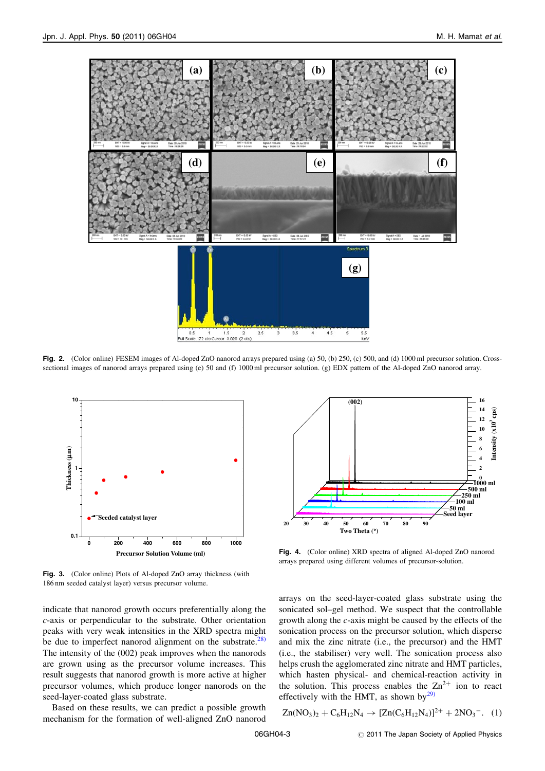Fig. 2. (Color online) FESEM images of Al-doped ZnO nanorod arrays prepared using (a) 50, (b) 250, (c) 500, and (d) 1000 ml precursor solution. Cross-sectional images of nanorod arrays prepared using (e) 50 and (f) 1000 ml precursor solution. (g) EDX pattern of the Al-doped ZnO nanorod array.

Fig. 3. (Color online) Plots of Al-doped ZnO array thickness (with 186 nm seeded catalyst layer) versus precursor volume.

Fig. 4. (Color online) XRD spectra of aligned Al-doped ZnO nanorod arrays prepared using different volumes of precursor-solution.

indicate that nanorod growth occurs preferentially along the *c*-axis or perpendicular to the substrate. Other orientation peaks with very weak intensities in the XRD spectra might be due to imperfect nanorod alignment on the substrate.[28] The intensity of the (002) peak improves when the nanorods are grown using as the precursor volume increases. This result suggests that nanorod growth is more active at higher precursor volumes, which produce longer nanorods on the seed-layer-coated glass substrate.

Based on these results, we can predict a possible growth mechanism for the formation of well-aligned ZnO nanorod arrays on the seed-layer-coated glass substrate using the sonicated sol–gel method. We suspect that the controllable growth along the *c*-axis might be caused by the effects of the sonication process on the precursor solution, which disperse and mix the zinc nitrate (i.e., the precursor) and the HMT (i.e., the stabiliser) very well. The sonication process also helps crush the agglomerated zinc nitrate and HMT particles, which hasten physical- and chemical-reaction activity in the solution. This process enables the $Zn^{2+}$ ion to react effectively with the HMT, as shown by[29]

$$Zn(NO_3)_2 + C_6H_{12}N_4 \rightarrow [Zn(C_6H_{12}N_4)]^{2+} + 2NO_3^-. \quad (1)$$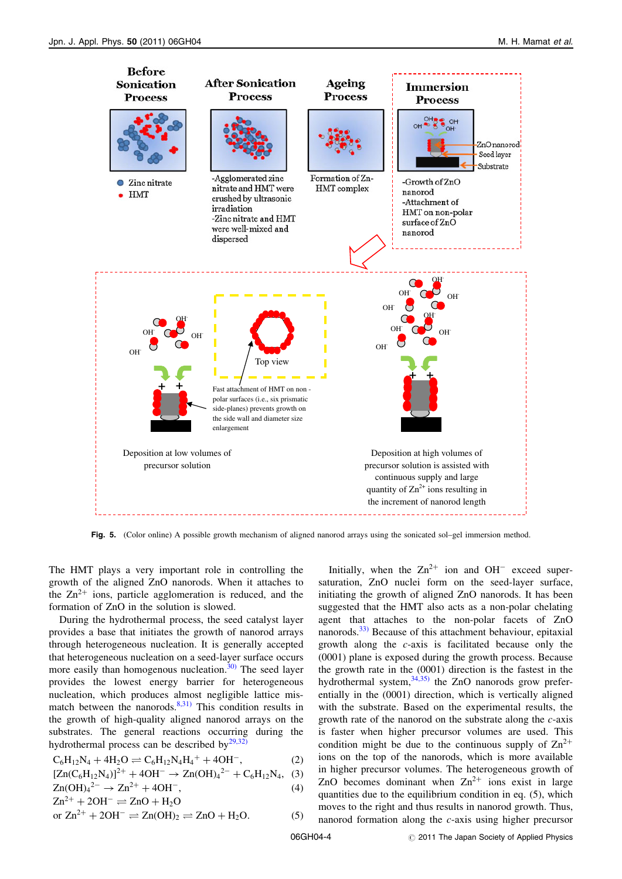Fig. 5. (Color online) A possible growth mechanism of aligned nanorod arrays using the sonicated sol–gel immersion method.

The HMT plays a very important role in controlling the growth of the aligned ZnO nanorods. When it attaches to the $Zn^{2+}$ ions, particle agglomeration is reduced, and the formation of ZnO in the solution is slowed.

During the hydrothermal process, the seed catalyst layer provides a base that initiates the growth of nanorod arrays through heterogeneous nucleation. It is generally accepted that heterogeneous nucleation on a seed-layer surface occurs more easily than homogenous nucleation.[30] The seed layer provides the lowest energy barrier for heterogeneous nucleation, which produces almost negligible lattice mismatch between the nanorods.[8,31] This condition results in the growth of high-quality aligned nanorod arrays on the substrates. The general reactions occurring during the hydrothermal process can be described by[29,32]

$$C_6H_{12}N_4 + 4H_2O \rightleftharpoons C_6H_{12}N_4H_4{}^{+} + 4OH^{-}, \quad (2)$$

$$[Zn(C_6H_{12}N_4)]^{2+} + 4OH^{-} \rightarrow Zn(OH)_4{}^{2-} + C_6H_{12}N_4, \quad (3)$$

$$Zn(OH)_4{}^{2-} \rightarrow Zn^{2+} + 4OH^{-}, \quad (4)$$

$$Zn^{2+} + 2OH^{-} \rightleftharpoons ZnO + H_2O$$

$$\text{or } Zn^{2+} + 2OH^{-} \rightleftharpoons Zn(OH)_2 \rightleftharpoons ZnO + H_2O. \quad (5)$$

Initially, when the $Zn^{2+}$ ion and $OH^{-}$ exceed supersaturation, ZnO nuclei form on the seed-layer surface, initiating the growth of aligned ZnO nanorods. It has been suggested that the HMT also acts as a non-polar chelating agent that attaches to the non-polar facets of ZnO nanorods.[33] Because of this attachment behaviour, epitaxial growth along the *c*-axis is facilitated because only the (0001) plane is exposed during the growth process. Because the growth rate in the (0001) direction is the fastest in the hydrothermal system,[34,35] the ZnO nanorods grow preferentially in the (0001) direction, which is vertically aligned with the substrate. Based on the experimental results, the growth rate of the nanorod on the substrate along the *c*-axis is faster when higher precursor volumes are used. This condition might be due to the continuous supply of $Zn^{2+}$ ions on the top of the nanorods, which is more easily available in higher precursor volumes. The heterogeneous growth of ZnO becomes dominant when $Zn^{2+}$ ions exist in large quantities due to the equilibrium condition in eq. (5), which moves to the right and thus results in nanorod growth. Thus, nanorod formation along the *c*-axis using higher precursor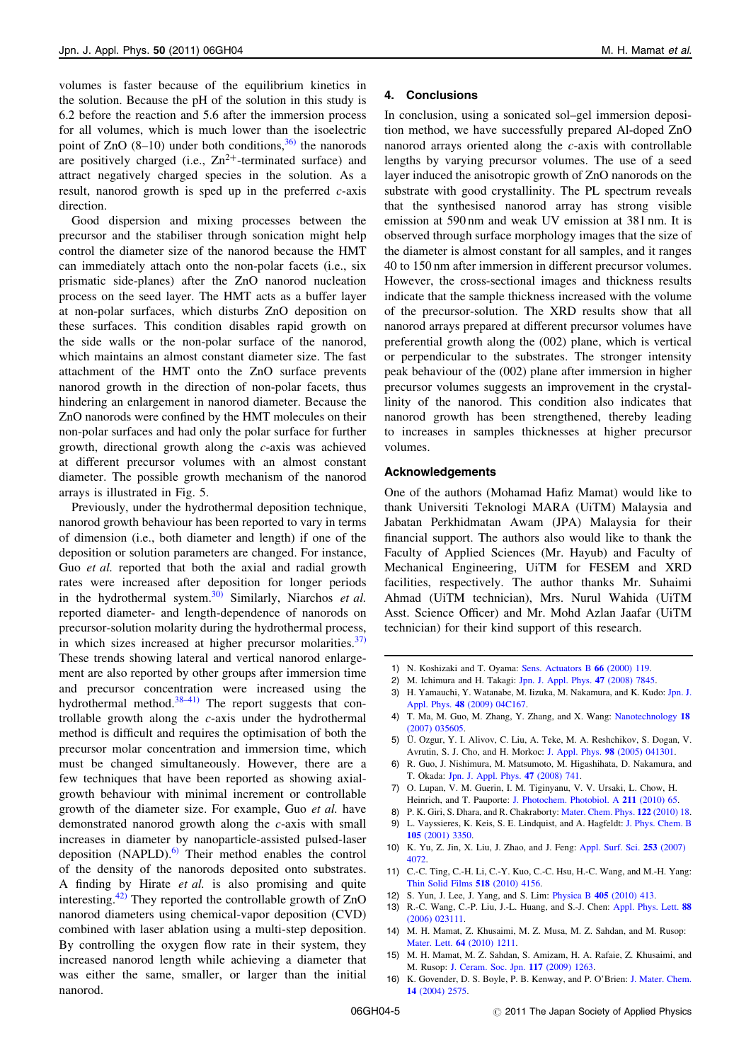volumes is faster because of the equilibrium kinetics in the solution. Because the pH of the solution in this study is 6.2 before the reaction and 5.6 after the immersion process for all volumes, which is much lower than the isoelectric point of ZnO (8–10) under both conditions,[36] the nanorods are positively charged (i.e., $Zn^{2+}$-terminated surface) and attract negatively charged species in the solution. As a result, nanorod growth is sped up in the preferred *c*-axis direction.

Good dispersion and mixing processes between the precursor and the stabiliser through sonication might help control the diameter size of the nanorod because the HMT can immediately attach onto the non-polar facets (i.e., six prismatic side-planes) after the ZnO nanorod nucleation process on the seed layer. The HMT acts as a buffer layer at non-polar surfaces, which disturbs ZnO deposition on these surfaces. This condition disables rapid growth on the side walls or the non-polar surface of the nanorod, which maintains an almost constant diameter size. The fast attachment of the HMT onto the ZnO surface prevents nanorod growth in the direction of non-polar facets, thus hindering an enlargement in nanorod diameter. Because the ZnO nanorods were confined by the HMT molecules on their non-polar surfaces and had only the polar surface for further growth, directional growth along the *c*-axis was achieved at different precursor volumes with an almost constant diameter. The possible growth mechanism of the nanorod arrays is illustrated in Fig. 5.

Previously, under the hydrothermal deposition technique, nanorod growth behaviour has been reported to vary in terms of dimension (i.e., both diameter and length) if one of the deposition or solution parameters are changed. For instance, Guo *et al.* reported that both the axial and radial growth rates were increased after deposition for longer periods in the hydrothermal system.[30] Similarly, Niarchos *et al.* reported diameter- and length-dependence of nanorods on precursor-solution molarity during the hydrothermal process, in which sizes increased at higher precursor molarities.[37] These trends showing lateral and vertical nanorod enlargement are also reported by other groups after immersion time and precursor concentration were increased using the hydrothermal method.[38–41] The report suggests that controllable growth along the *c*-axis under the hydrothermal method is difficult and requires the optimisation of both the precursor molar concentration and immersion time, which must be changed simultaneously. However, there are a few techniques that have been reported as showing axial-growth behaviour with minimal increment or controllable growth of the diameter size. For example, Guo *et al.* have demonstrated nanorod growth along the *c*-axis with small increases in diameter by nanoparticle-assisted pulsed-laser deposition (NAPLD).[6] Their method enables the control of the density of the nanorods deposited onto substrates. A finding by Hirate *et al.* is also promising and quite interesting.[42] They reported the controllable growth of ZnO nanorod diameters using chemical-vapor deposition (CVD) combined with laser ablation using a multi-step deposition. By controlling the oxygen flow rate in their system, they increased nanorod length while achieving a diameter that was either the same, smaller, or larger than the initial nanorod.

## 4. Conclusions

In conclusion, using a sonicated sol–gel immersion deposition method, we have successfully prepared Al-doped ZnO nanorod arrays oriented along the *c*-axis with controllable lengths by varying precursor volumes. The use of a seed layer induced the anisotropic growth of ZnO nanorods on the substrate with good crystallinity. The PL spectrum reveals that the synthesised nanorod array has strong visible emission at 590 nm and weak UV emission at 381 nm. It is observed through surface morphology images that the size of the diameter is almost constant for all samples, and it ranges 40 to 150 nm after immersion in different precursor volumes. However, the cross-sectional images and thickness results indicate that the sample thickness increased with the volume of the precursor-solution. The XRD results show that all nanorod arrays prepared at different precursor volumes have preferential growth along the (002) plane, which is vertical or perpendicular to the substrates. The stronger intensity peak behaviour of the (002) plane after immersion in higher precursor volumes suggests an improvement in the crystallinity of the nanorod. This condition also indicates that nanorod growth has been strengthened, thereby leading to increases in samples thicknesses at higher precursor volumes.

## Acknowledgements

One of the authors (Mohamad Hafiz Mamat) would like to thank Universiti Teknologi MARA (UiTM) Malaysia and Jabatan Perkhidmatan Awam (JPA) Malaysia for their financial support. The authors also would like to thank the Faculty of Applied Sciences (Mr. Hayub) and Faculty of Mechanical Engineering, UiTM for FESEM and XRD facilities, respectively. The author thanks Mr. Suhaimi Ahmad (UiTM technician), Mrs. Nurul Wahida (UiTM Asst. Science Officer) and Mr. Mohd Azlan Jaafar (UiTM technician) for their kind support of this research.

1) N. Koshizaki and T. Oyama: Sens. Actuators B **66** (2000) 119.
2) M. Ichimura and H. Takagi: Jpn. J. Appl. Phys. **47** (2008) 7845.
3) H. Yamauchi, Y. Watanabe, M. Iizuka, M. Nakamura, and K. Kudo: Jpn. J. Appl. Phys. **48** (2009) 04C167.
4) T. Ma, M. Guo, M. Zhang, Y. Zhang, and X. Wang: Nanotechnology **18** (2007) 035605.
5) Ü. Ozgur, Y. I. Alivov, C. Liu, A. Teke, M. A. Reshchikov, S. Dogan, V. Avrutin, S. J. Cho, and H. Morkoc: J. Appl. Phys. **98** (2005) 041301.
6) R. Guo, J. Nishimura, M. Matsumoto, M. Higashihata, D. Nakamura, and T. Okada: Jpn. J. Appl. Phys. **47** (2008) 741.
7) O. Lupan, V. M. Guerin, I. M. Tiginyanu, V. V. Ursaki, L. Chow, H. Heinrich, and T. Pauporte: J. Photochem. Photobiol. A **211** (2010) 65.
8) P. K. Giri, S. Dhara, and R. Chakraborty: Mater. Chem. Phys. **122** (2010) 18.
9) L. Vayssieres, K. Keis, S. E. Lindquist, and A. Hagfeldt: J. Phys. Chem. B **105** (2001) 3350.
10) K. Yu, Z. Jin, X. Liu, J. Zhao, and J. Feng: Appl. Surf. Sci. **253** (2007) 4072.
11) C.-C. Ting, C.-H. Li, C.-Y. Kuo, C.-C. Hsu, H.-C. Wang, and M.-H. Yang: Thin Solid Films **518** (2010) 4156.
12) S. Yun, J. Lee, J. Yang, and S. Lim: Physica B **405** (2010) 413.
13) R.-C. Wang, C.-P. Liu, J.-L. Huang, and S.-J. Chen: Appl. Phys. Lett. **88** (2006) 023111.
14) M. H. Mamat, Z. Khusaimi, M. Z. Musa, M. Z. Sahdan, and M. Rusop: Mater. Lett. **64** (2010) 1211.
15) M. H. Mamat, M. Z. Sahdan, S. Amizam, H. A. Rafaie, Z. Khusaimi, and M. Rusop: J. Ceram. Soc. Jpn. **117** (2009) 1263.
16) K. Govender, D. S. Boyle, P. B. Kenway, and P. O'Brien: J. Mater. Chem. **14** (2004) 2575.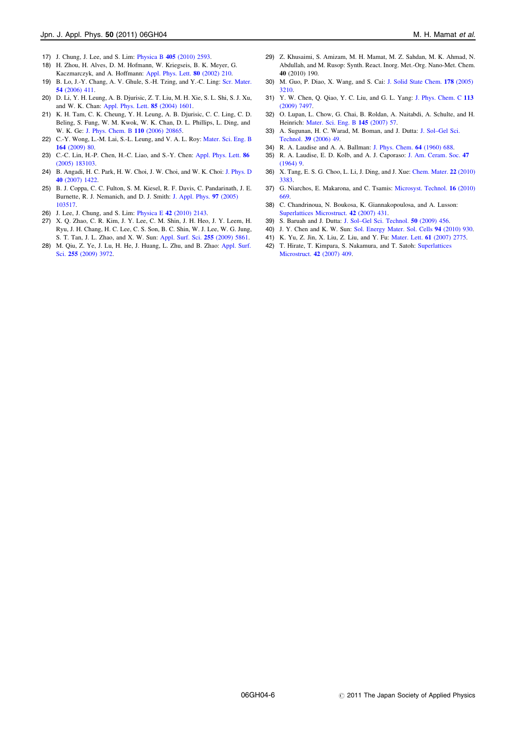17) J. Chung, J. Lee, and S. Lim: Physica B **405** (2010) 2593.
18) H. Zhou, H. Alves, D. M. Hofmann, W. Kriegseis, B. K. Meyer, G. Kaczmarczyk, and A. Hoffmann: Appl. Phys. Lett. **80** (2002) 210.
19) B. Lo, J.-Y. Chang, A. V. Ghule, S.-H. Tzing, and Y.-C. Ling: Scr. Mater. **54** (2006) 411.
20) D. Li, Y. H. Leung, A. B. Djurisic, Z. T. Liu, M. H. Xie, S. L. Shi, S. J. Xu, and W. K. Chan: Appl. Phys. Lett. **85** (2004) 1601.
21) K. H. Tam, C. K. Cheung, Y. H. Leung, A. B. Djurisic, C. C. Ling, C. D. Beling, S. Fung, W. M. Kwok, W. K. Chan, D. L. Phillips, L. Ding, and W. K. Ge: J. Phys. Chem. B **110** (2006) 20865.
22) C.-Y. Wong, L.-M. Lai, S.-L. Leung, and V. A. L. Roy: Mater. Sci. Eng. B **164** (2009) 80.
23) C.-C. Lin, H.-P. Chen, H.-C. Liao, and S.-Y. Chen: Appl. Phys. Lett. **86** (2005) 183103.
24) B. Angadi, H. C. Park, H. W. Choi, J. W. Choi, and W. K. Choi: J. Phys. D **40** (2007) 1422.
25) B. J. Coppa, C. C. Fulton, S. M. Kiesel, R. F. Davis, C. Pandarinath, J. E. Burnette, R. J. Nemanich, and D. J. Smith: J. Appl. Phys. **97** (2005) 103517.
26) J. Lee, J. Chung, and S. Lim: Physica E **42** (2010) 2143.
27) X. Q. Zhao, C. R. Kim, J. Y. Lee, C. M. Shin, J. H. Heo, J. Y. Leem, H. Ryu, J. H. Chang, H. C. Lee, C. S. Son, B. C. Shin, W. J. Lee, W. G. Jung, S. T. Tan, J. L. Zhao, and X. W. Sun: Appl. Surf. Sci. **255** (2009) 5861.
28) M. Qiu, Z. Ye, J. Lu, H. He, J. Huang, L. Zhu, and B. Zhao: Appl. Surf. Sci. **255** (2009) 3972.
29) Z. Khusaimi, S. Amizam, M. H. Mamat, M. Z. Sahdan, M. K. Ahmad, N. Abdullah, and M. Rusop: Synth. React. Inorg. Met.-Org. Nano-Met. Chem. **40** (2010) 190.
30) M. Guo, P. Diao, X. Wang, and S. Cai: J. Solid State Chem. **178** (2005) 3210.
31) Y. W. Chen, Q. Qiao, Y. C. Liu, and G. L. Yang: J. Phys. Chem. C **113** (2009) 7497.
32) O. Lupan, L. Chow, G. Chai, B. Roldan, A. Naitabdi, A. Schulte, and H. Heinrich: Mater. Sci. Eng. B **145** (2007) 57.
33) A. Sugunan, H. C. Warad, M. Boman, and J. Dutta: J. Sol–Gel Sci. Technol. **39** (2006) 49.
34) R. A. Laudise and A. A. Ballman: J. Phys. Chem. **64** (1960) 688.
35) R. A. Laudise, E. D. Kolb, and A. J. Caporaso: J. Am. Ceram. Soc. **47** (1964) 9.
36) X. Tang, E. S. G. Choo, L. Li, J. Ding, and J. Xue: Chem. Mater. **22** (2010) 3383.
37) G. Niarchos, E. Makarona, and C. Tsamis: Microsyst. Technol. **16** (2010) 669.
38) C. Chandrinoua, N. Boukosa, K. Giannakopoulosa, and A. Lusson: Superlattices Microstruct. **42** (2007) 431.
39) S. Baruah and J. Dutta: J. Sol–Gel Sci. Technol. **50** (2009) 456.
40) J. Y. Chen and K. W. Sun: Sol. Energy Mater. Sol. Cells **94** (2010) 930.
41) K. Yu, Z. Jin, X. Liu, Z. Liu, and Y. Fu: Mater. Lett. **61** (2007) 2775.
42) T. Hirate, T. Kimpara, S. Nakamura, and T. Satoh: Superlattices Microstruct. **42** (2007) 409.